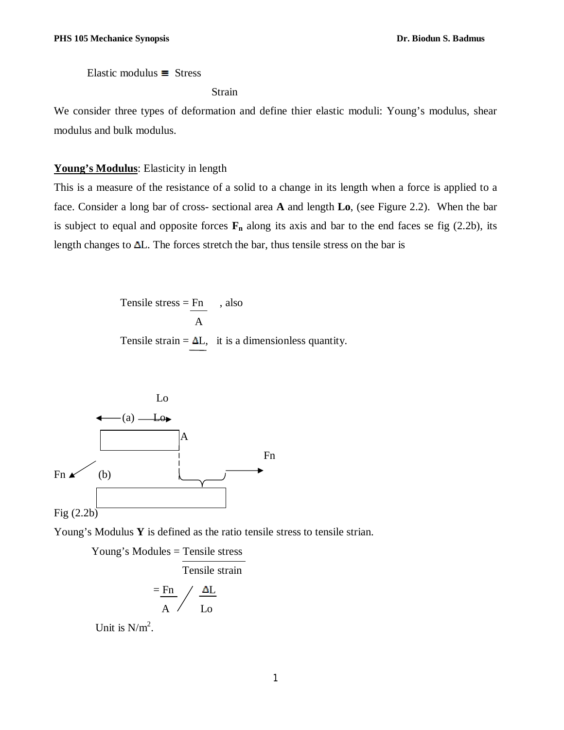$$\text{Elastic modulus} \equiv \frac{\text{Stress}}{\text{Strain}}$$

We consider three types of deformation and define thier elastic moduli: Young's modulus, shear modulus and bulk modulus.

**<u>Young's Modulus</u>**: Elasticity in length

This is a measure of the resistance of a solid to a change in its length when a force is applied to a face. Consider a long bar of cross- sectional area **A** and length **Lo**, (see Figure 2.2). When the bar is subject to equal and opposite forces $\mathbf{F_n}$ along its axis and bar to the end faces se fig (2.2b), its length changes to $\Delta L$. The forces stretch the bar, thus tensile stress on the bar is

$$\text{Tensile stress} = \frac{F_n}{A}$$ , also

$$\text{Tensile strain} = \frac{\Delta L}{L_o}$$ , it is a dimensionless quantity.

(a) Lo

A

Fn (b) Fn

Fig (2.2b)

Young's Modulus **Y** is defined as the ratio tensile stress to tensile strian.

$$\text{Young's Modules} = \frac{\text{Tensile stress}}{\text{Tensile strain}}$$

$$= \frac{F_n}{A} \Big/ \frac{\Delta L}{L_o}$$

Unit is $N/m^2$.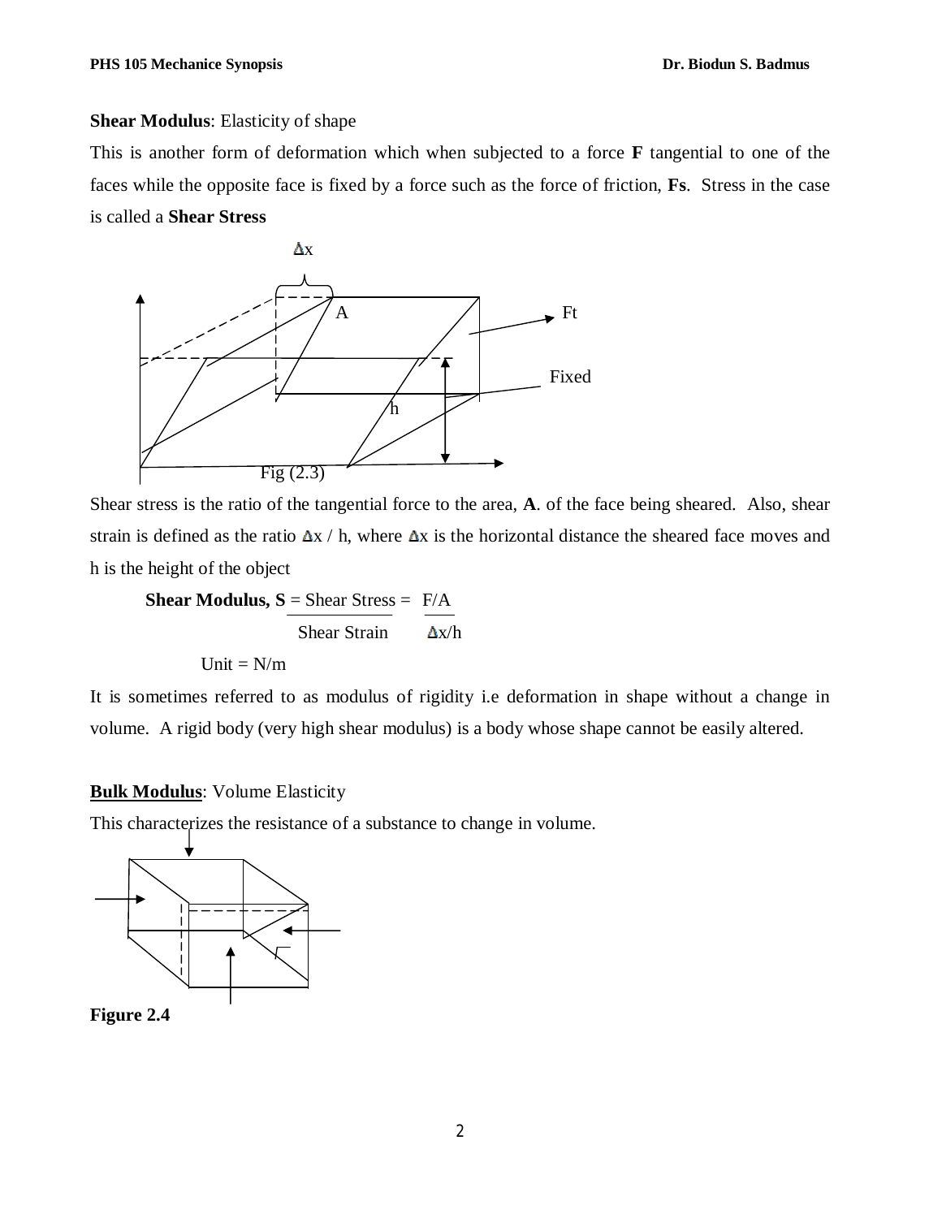**Shear Modulus**: Elasticity of shape

This is another form of deformation which when subjected to a force **F** tangential to one of the faces while the opposite face is fixed by a force such as the force of friction, **Fs**. Stress in the case is called a **Shear Stress**

Fig (2.3)

Shear stress is the ratio of the tangential force to the area, **A**. of the face being sheared. Also, shear strain is defined as the ratio $\Delta x / h$, where $\Delta x$ is the horizontal distance the sheared face moves and h is the height of the object

$$\textbf{Shear Modulus, S} = \frac{\text{Shear Stress}}{\text{Shear Strain}} = \frac{F/A}{\Delta x/h}$$

Unit = N/m

It is sometimes referred to as modulus of rigidity i.e deformation in shape without a change in volume. A rigid body (very high shear modulus) is a body whose shape cannot be easily altered.

**Bulk Modulus**: Volume Elasticity

This characterizes the resistance of a substance to change in volume.

**Figure 2.4**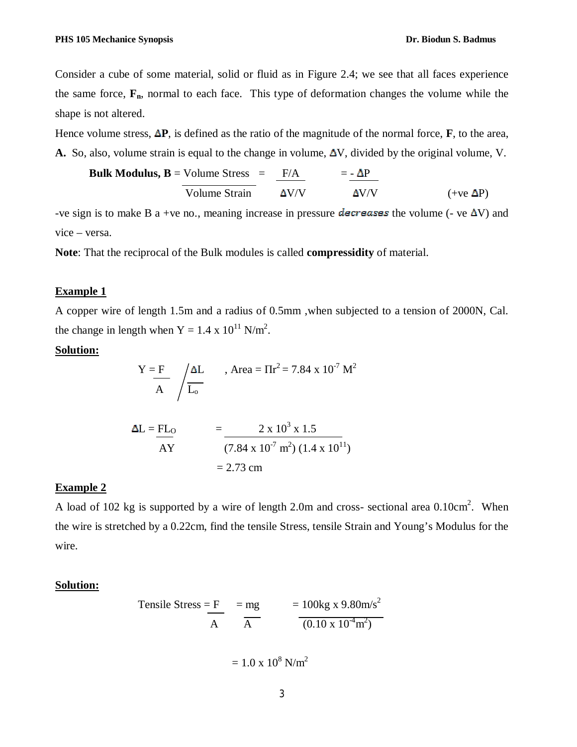Consider a cube of some material, solid or fluid as in Figure 2.4; we see that all faces experience the same force, $\mathbf{F_n}$, normal to each face. This type of deformation changes the volume while the shape is not altered.

Hence volume stress, $\Delta \mathbf{P}$, is defined as the ratio of the magnitude of the normal force, **F**, to the area, **A.** So, also, volume strain is equal to the change in volume, $\Delta V$, divided by the original volume, V.

$$\textbf{Bulk Modulus, B} = \frac{\text{Volume Stress}}{\text{Volume Strain}} = \frac{F/A}{\Delta V/V} = \frac{-\Delta P}{\Delta V/V} \qquad (+\text{ve } \Delta P)$$

-ve sign is to make B a +ve no., meaning increase in pressure *decreases* the volume (- ve $\Delta V$) and vice – versa.

**Note**: That the reciprocal of the Bulk modules is called **compressidity** of material.

**Example 1**

A copper wire of length 1.5m and a radius of 0.5mm ,when subjected to a tension of 2000N, Cal. the change in length when $Y = 1.4 \times 10^{11}$ N/m$^2$.

**Solution:**

$$Y = \frac{F}{A} \Big/ \frac{\Delta L}{L_o} \quad , \text{Area} = \Pi r^2 = 7.84 \times 10^{-7} \text{ M}^2$$

$$\Delta L = \frac{FL_O}{AY} = \frac{2 \times 10^3 \times 1.5}{(7.84 \times 10^{-7} \text{ m}^2)(1.4 \times 10^{11})}$$

$$= 2.73 \text{ cm}$$

**Example 2**

A load of 102 kg is supported by a wire of length 2.0m and cross- sectional area 0.10cm$^2$. When the wire is stretched by a 0.22cm, find the tensile Stress, tensile Strain and Young's Modulus for the wire.

**Solution:**

$$\text{Tensile Stress} = \frac{F}{A} = \frac{mg}{A} = \frac{100\text{kg} \times 9.80\text{m/s}^2}{(0.10 \times 10^{-4}\text{m}^2)}$$

$$= 1.0 \times 10^8 \text{ N/m}^2$$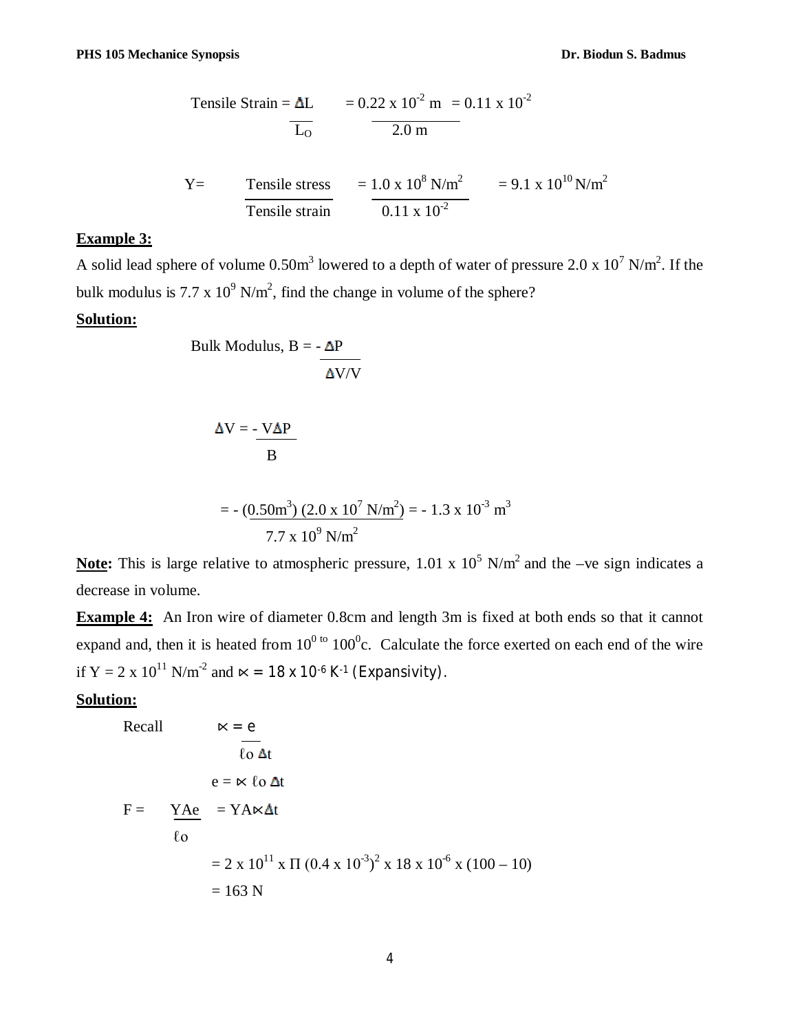$$\text{Tensile Strain} = \frac{\Delta L}{L_O} = \frac{0.22 \times 10^{-2}\text{ m}}{2.0\text{ m}} = 0.11 \times 10^{-2}$$

$$Y = \frac{\text{Tensile stress}}{\text{Tensile strain}} = \frac{1.0 \times 10^{8}\text{ N/m}^2}{0.11 \times 10^{-2}} = 9.1 \times 10^{10}\text{ N/m}^2$$

**Example 3:**

A solid lead sphere of volume $0.50\text{m}^3$ lowered to a depth of water of pressure $2.0 \times 10^7$ N/m$^2$. If the bulk modulus is $7.7 \times 10^9$ N/m$^2$, find the change in volume of the sphere?

**Solution:**

$$\text{Bulk Modulus, } B = -\frac{\Delta P}{\Delta V/V}$$

$$\Delta V = -\frac{V\Delta P}{B}$$

$$= -\frac{(0.50\text{m}^3)(2.0 \times 10^7\text{ N/m}^2)}{7.7 \times 10^9\text{ N/m}^2} = -1.3 \times 10^{-3}\text{ m}^3$$

**Note:** This is large relative to atmospheric pressure, $1.01 \times 10^5$ N/m$^2$ and the –ve sign indicates a decrease in volume.

**Example 4:** An Iron wire of diameter 0.8cm and length 3m is fixed at both ends so that it cannot expand and, then it is heated from $10^0$ to $100^0$c. Calculate the force exerted on each end of the wire if $Y = 2 \times 10^{11}$ N/m$^{-2}$ and $\propto = 18 \times 10^{-6}\text{ K}^{-1}$ (Expansivity).

**Solution:**

Recall
$$\propto = \frac{e}{\ell o\, \Delta t}$$

$$e = \propto \ell o\, \Delta t$$

$$F = \frac{YAe}{\ell o} = YA\propto\Delta t$$

$$= 2 \times 10^{11} \times \Pi\,(0.4 \times 10^{-3})^2 \times 18 \times 10^{-6} \times (100 - 10)$$

$$= 163\text{ N}$$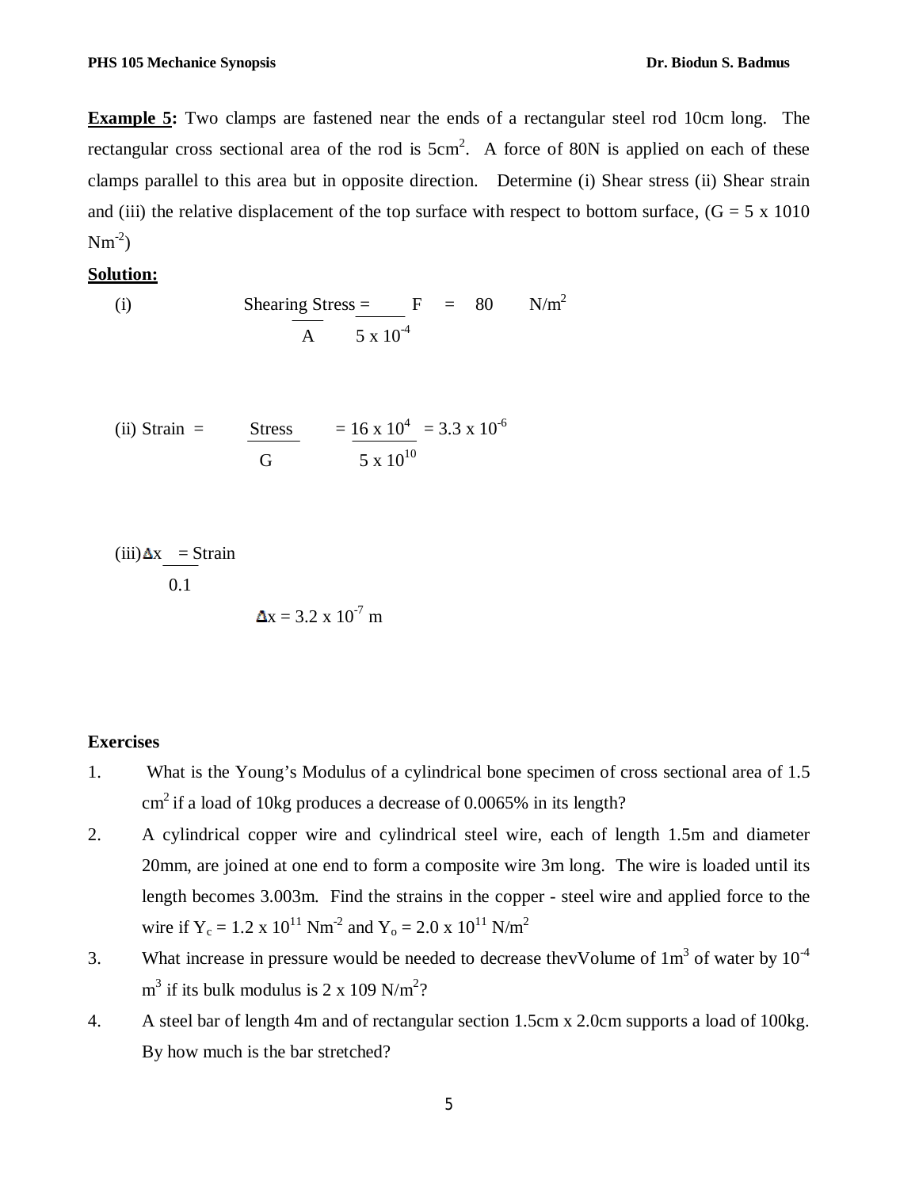**Example 5:** Two clamps are fastened near the ends of a rectangular steel rod 10cm long. The rectangular cross sectional area of the rod is $5cm^2$. A force of 80N is applied on each of these clamps parallel to this area but in opposite direction. Determine (i) Shear stress (ii) Shear strain and (iii) the relative displacement of the top surface with respect to bottom surface, (G = 5 x 1010 $Nm^{-2}$)

**Solution:**

(i) $$\text{Shearing Stress} = \frac{F}{A} = \frac{80}{5 \times 10^{-4}} \ N/m^2$$

(ii) $$\text{Strain} = \frac{\text{Stress}}{G} = \frac{16 \times 10^4}{5 \times 10^{10}} = 3.3 \times 10^{-6}$$

(iii) $$\frac{\Delta x}{0.1} = \text{Strain}$$

$$\Delta x = 3.2 \times 10^{-7} \ m$$

**Exercises**

1. What is the Young's Modulus of a cylindrical bone specimen of cross sectional area of 1.5 $cm^2$ if a load of 10kg produces a decrease of 0.0065% in its length?
2. A cylindrical copper wire and cylindrical steel wire, each of length 1.5m and diameter 20mm, are joined at one end to form a composite wire 3m long. The wire is loaded until its length becomes 3.003m. Find the strains in the copper - steel wire and applied force to the wire if $Y_c = 1.2 \times 10^{11}$ $Nm^{-2}$ and $Y_o = 2.0 \times 10^{11}$ $N/m^2$
3. What increase in pressure would be needed to decrease thevVolume of $1m^3$ of water by $10^{-4}$ $m^3$ if its bulk modulus is 2 x 109 $N/m^2$?
4. A steel bar of length 4m and of rectangular section 1.5cm x 2.0cm supports a load of 100kg. By how much is the bar stretched?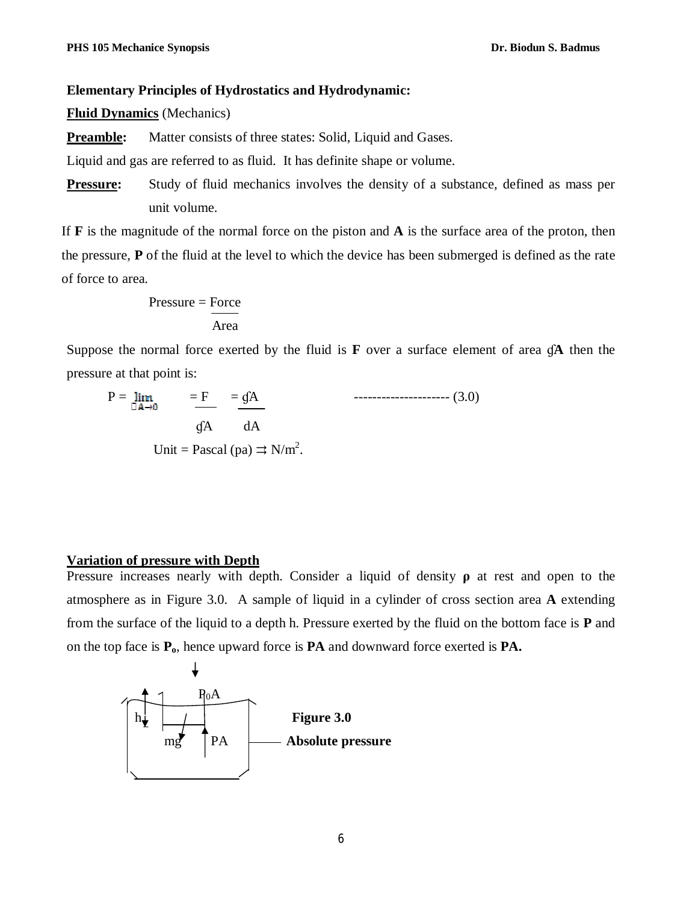**Elementary Principles of Hydrostatics and Hydrodynamic:**

**Fluid Dynamics** (Mechanics)

**Preamble:** Matter consists of three states: Solid, Liquid and Gases.

Liquid and gas are referred to as fluid. It has definite shape or volume.

**Pressure:** Study of fluid mechanics involves the density of a substance, defined as mass per unit volume.

If **F** is the magnitude of the normal force on the piston and **A** is the surface area of the proton, then the pressure, **P** of the fluid at the level to which the device has been submerged is defined as the rate of force to area.

$$\text{Pressure} = \frac{\text{Force}}{\text{Area}}$$

Suppose the normal force exerted by the fluid is **F** over a surface element of area ∮**A** then the pressure at that point is:

$$P = \lim_{\Delta A \to 0} = \frac{F}{\oint A} = \frac{\oint A}{dA} \qquad \text{--------------------- (3.0)}$$

Unit = Pascal (pa) ⇉ $N/m^2$.

**Variation of pressure with Depth**

Pressure increases nearly with depth. Consider a liquid of density **ρ** at rest and open to the atmosphere as in Figure 3.0. A sample of liquid in a cylinder of cross section area **A** extending from the surface of the liquid to a depth h. Pressure exerted by the fluid on the bottom face is **P** and on the top face is $\mathbf{P_o}$, hence upward force is **PA** and downward force exerted is **PA.**

$P_0A$

h

mg PA

**Figure 3.0**

**Absolute pressure**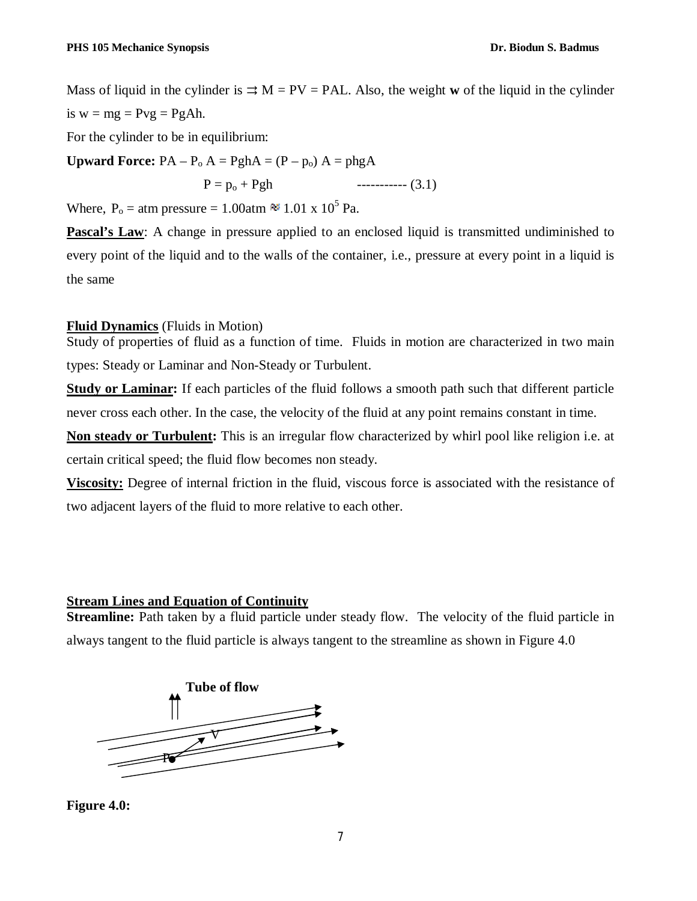Mass of liquid in the cylinder is $\rightrightarrows$ $M = PV = PAL$. Also, the weight **w** of the liquid in the cylinder is $w = mg = Pvg = PgAh$.

For the cylinder to be in equilibrium:

**Upward Force:** $PA - P_o A = PghA = (P - p_o) A = phgA$

$$P = p_o + Pgh \qquad \text{-----------} (3.1)$$

Where, $P_o$ = atm pressure = 1.00atm $\approx 1.01 \times 10^5$ Pa.

**Pascal's Law**: A change in pressure applied to an enclosed liquid is transmitted undiminished to every point of the liquid and to the walls of the container, i.e., pressure at every point in a liquid is the same

**Fluid Dynamics** (Fluids in Motion)

Study of properties of fluid as a function of time. Fluids in motion are characterized in two main types: Steady or Laminar and Non-Steady or Turbulent.

**Study or Laminar:** If each particles of the fluid follows a smooth path such that different particle never cross each other. In the case, the velocity of the fluid at any point remains constant in time.

**Non steady or Turbulent:** This is an irregular flow characterized by whirl pool like religion i.e. at certain critical speed; the fluid flow becomes non steady.

**Viscosity:** Degree of internal friction in the fluid, viscous force is associated with the resistance of two adjacent layers of the fluid to more relative to each other.

**Stream Lines and Equation of Continuity**

**Streamline:** Path taken by a fluid particle under steady flow. The velocity of the fluid particle in always tangent to the fluid particle is always tangent to the streamline as shown in Figure 4.0

Tube of flow

V

P

**Figure 4.0:**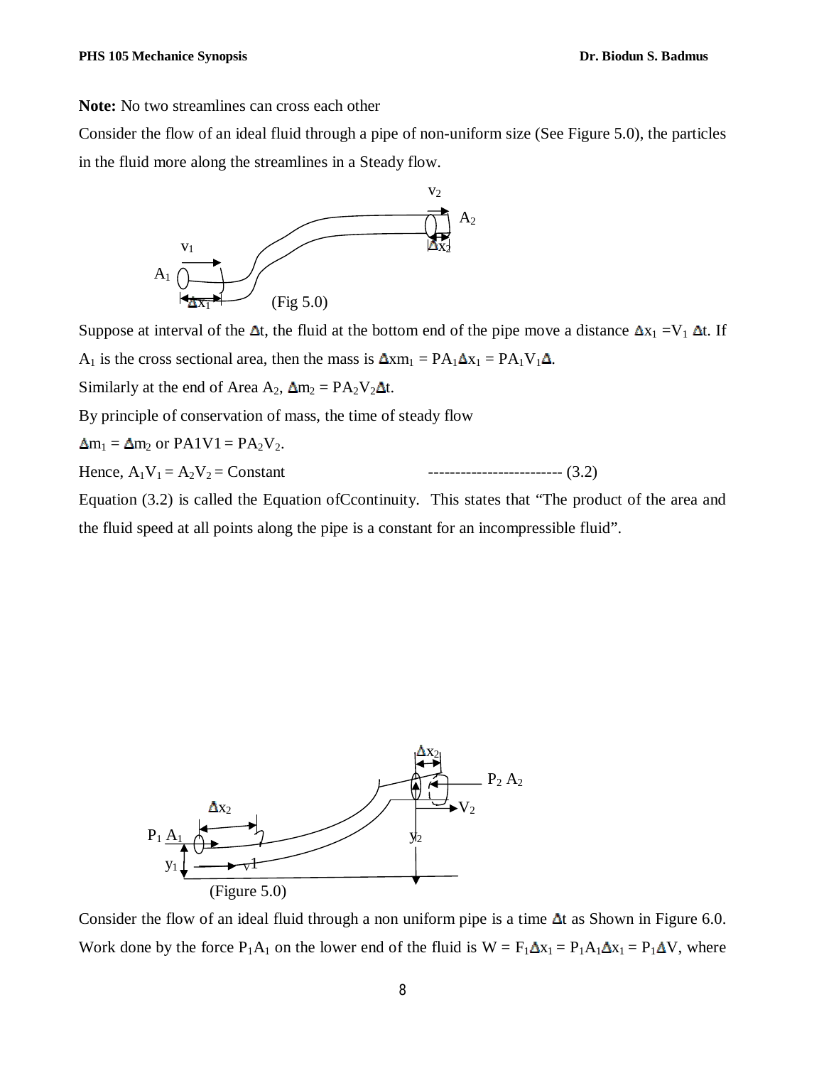**Note:** No two streamlines can cross each other

Consider the flow of an ideal fluid through a pipe of non-uniform size (See Figure 5.0), the particles in the fluid more along the streamlines in a Steady flow.

(Fig 5.0)

Suppose at interval of the $\Delta$t, the fluid at the bottom end of the pipe move a distance $\Delta x_1 = V_1 \Delta t$. If $A_1$ is the cross sectional area, then the mass is $\Delta xm_1 = PA_1\Delta x_1 = PA_1V_1\Delta$.

Similarly at the end of Area $A_2$, $\Delta m_2 = PA_2V_2\Delta t$.

By principle of conservation of mass, the time of steady flow

$\Delta m_1 = \Delta m_2$ or PA1V1 = $PA_2V_2$.

Hence, $A_1V_1 = A_2V_2$ = Constant ------------------------- (3.2)

Equation (3.2) is called the Equation ofCcontinuity. This states that "The product of the area and the fluid speed at all points along the pipe is a constant for an incompressible fluid".

(Figure 5.0)

Consider the flow of an ideal fluid through a non uniform pipe is a time $\Delta$t as Shown in Figure 6.0. Work done by the force $P_1A_1$ on the lower end of the fluid is $W = F_1\Delta x_1 = P_1A_1\Delta x_1 = P_1\Delta V$, where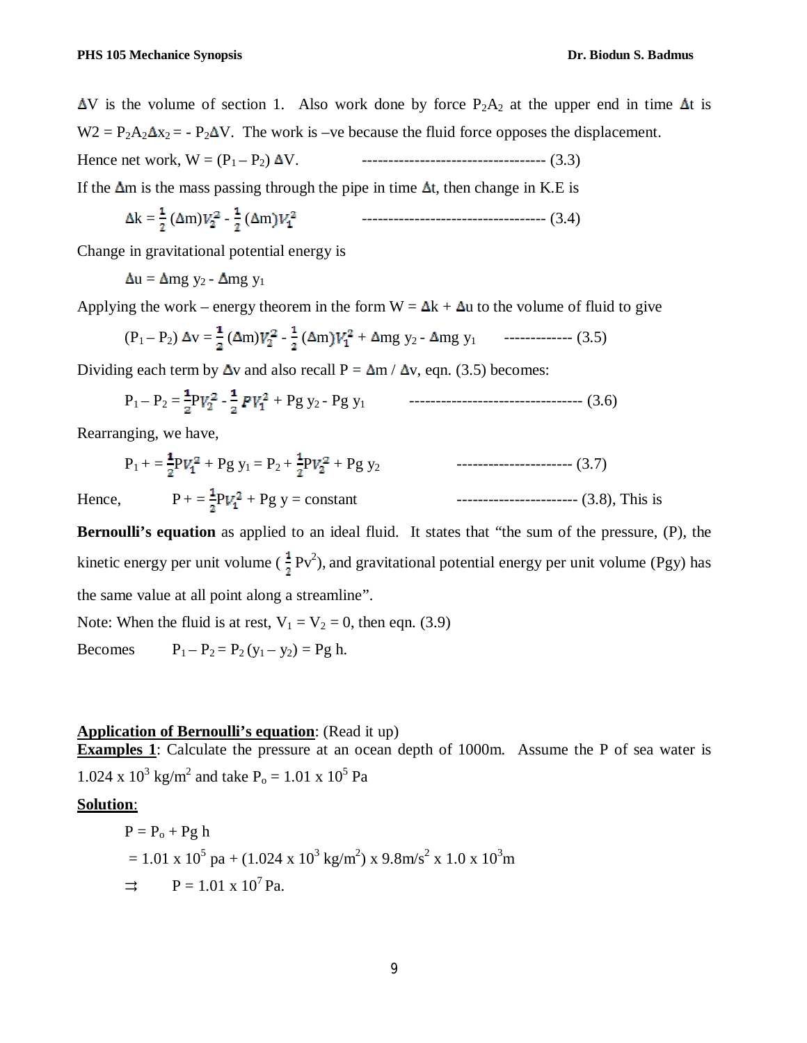$\Delta V$ is the volume of section 1. Also work done by force $P_2A_2$ at the upper end in time $\Delta t$ is $W2 = P_2A_2\Delta x_2 = - P_2\Delta V$. The work is –ve because the fluid force opposes the displacement.

Hence net work, $W = (P_1 – P_2) \Delta V$. ----------------------------------- (3.3)

If the $\Delta m$ is the mass passing through the pipe in time $\Delta t$, then change in K.E is

$$\Delta k = \frac{1}{2} (\Delta m)V_2^2 - \frac{1}{2} (\Delta m)V_1^2 \quad \text{----------------------------------- (3.4)}$$

Change in gravitational potential energy is

$$\Delta u = \Delta mg\ y_2 - \Delta mg\ y_1$$

Applying the work – energy theorem in the form $W = \Delta k + \Delta u$ to the volume of fluid to give

$$(P_1 – P_2) \Delta v = \frac{1}{2} (\Delta m)V_2^2 - \frac{1}{2} (\Delta m)V_1^2 + \Delta mg\ y_2 - \Delta mg\ y_1 \quad \text{------------- (3.5)}$$

Dividing each term by $\Delta v$ and also recall $P = \Delta m / \Delta v$, eqn. (3.5) becomes:

$$P_1 – P_2 = \frac{1}{2}PV_2^2 - \frac{1}{2} PV_1^2 + Pg\ y_2 - Pg\ y_1 \quad \text{--------------------------------- (3.6)}$$

Rearranging, we have,

$$P_1 + = \frac{1}{2}PV_1^2 + Pg\ y_1 = P_2 + \frac{1}{2}PV_2^2 + Pg\ y_2 \quad \text{---------------------- (3.7)}$$

Hence, $P + = \frac{1}{2}PV_1^2 + Pg\ y = \text{constant}$ ----------------------- (3.8), This is **Bernoulli's equation** as applied to an ideal fluid. It states that "the sum of the pressure, (P), the kinetic energy per unit volume ($\frac{1}{2}Pv^2$), and gravitational potential energy per unit volume (Pgy) has the same value at all point along a streamline".

Note: When the fluid is at rest, $V_1 = V_2 = 0$, then eqn. (3.9)

Becomes $P_1 – P_2 = P_2 (y_1 – y_2) = Pg\ h$.

**Application of Bernoulli's equation**: (Read it up)

**Examples 1**: Calculate the pressure at an ocean depth of 1000m. Assume the P of sea water is $1.024 \times 10^3$ kg/m$^2$ and take $P_o = 1.01 \times 10^5$ Pa

**Solution**:

$$P = P_o + Pg\ h$$

$$= 1.01 \times 10^5 \text{ pa} + (1.024 \times 10^3 \text{ kg/m}^2) \times 9.8\text{m/s}^2 \times 1.0 \times 10^3\text{m}$$

$$\Rightarrow \quad P = 1.01 \times 10^7 \text{ Pa}.$$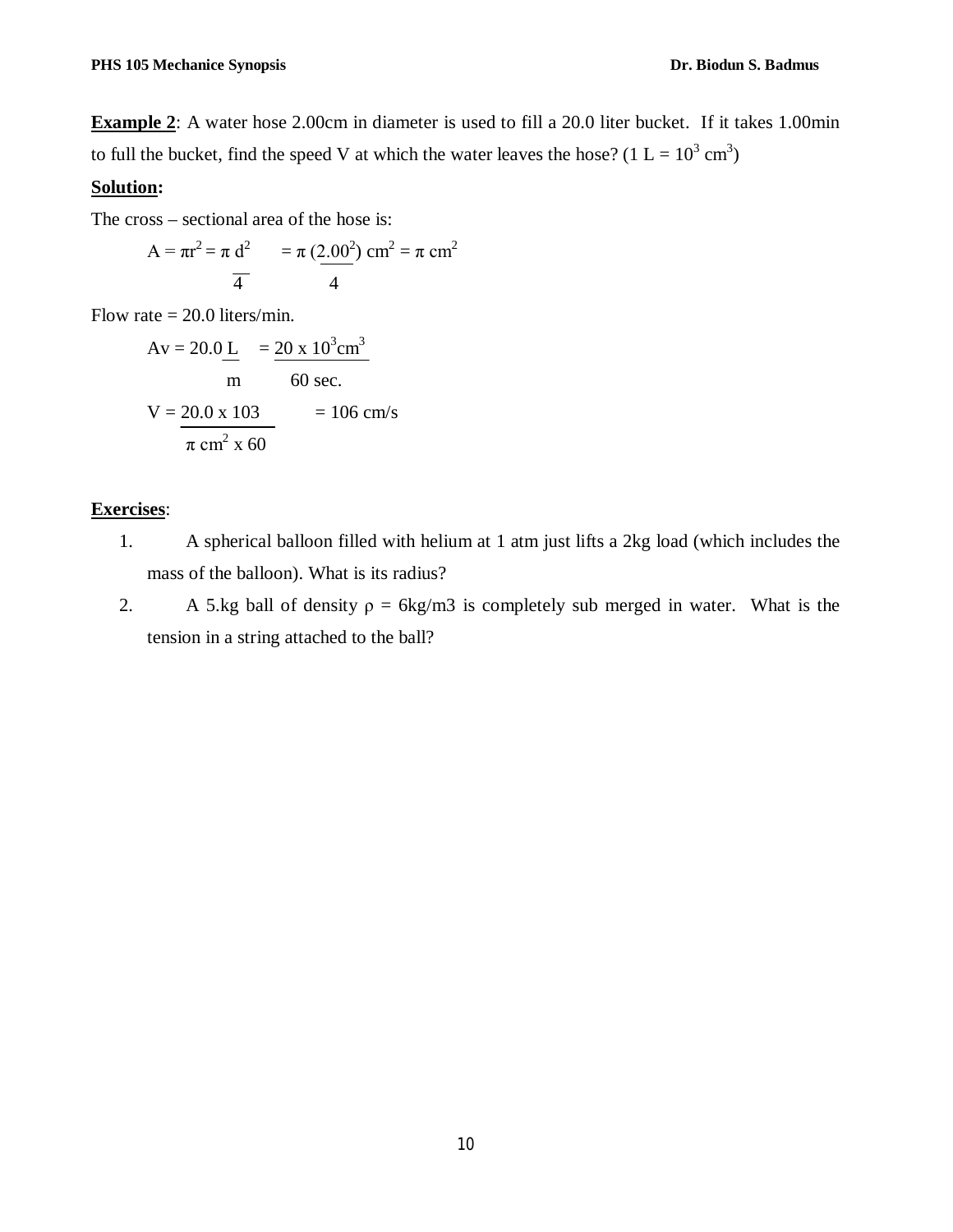**Example 2**: A water hose 2.00cm in diameter is used to fill a 20.0 liter bucket. If it takes 1.00min to full the bucket, find the speed V at which the water leaves the hose? (1 L = $10^3$ $cm^3$)

**Solution:**

The cross – sectional area of the hose is:

$$A = \pi r^2 = \pi \frac{d^2}{4} = \pi \frac{(2.00^2)}{4} cm^2 = \pi \ cm^2$$

Flow rate = 20.0 liters/min.

$$Av = 20.0 \frac{L}{m} = \frac{20 \times 10^3 cm^3}{60 \text{ sec.}}$$

$$V = \frac{20.0 \times 103}{\pi \ cm^2 \times 60} = 106 \text{ cm/s}$$

**Exercises**:

1. A spherical balloon filled with helium at 1 atm just lifts a 2kg load (which includes the mass of the balloon). What is its radius?
2. A 5.kg ball of density $\rho$ = 6kg/m3 is completely sub merged in water. What is the tension in a string attached to the ball?